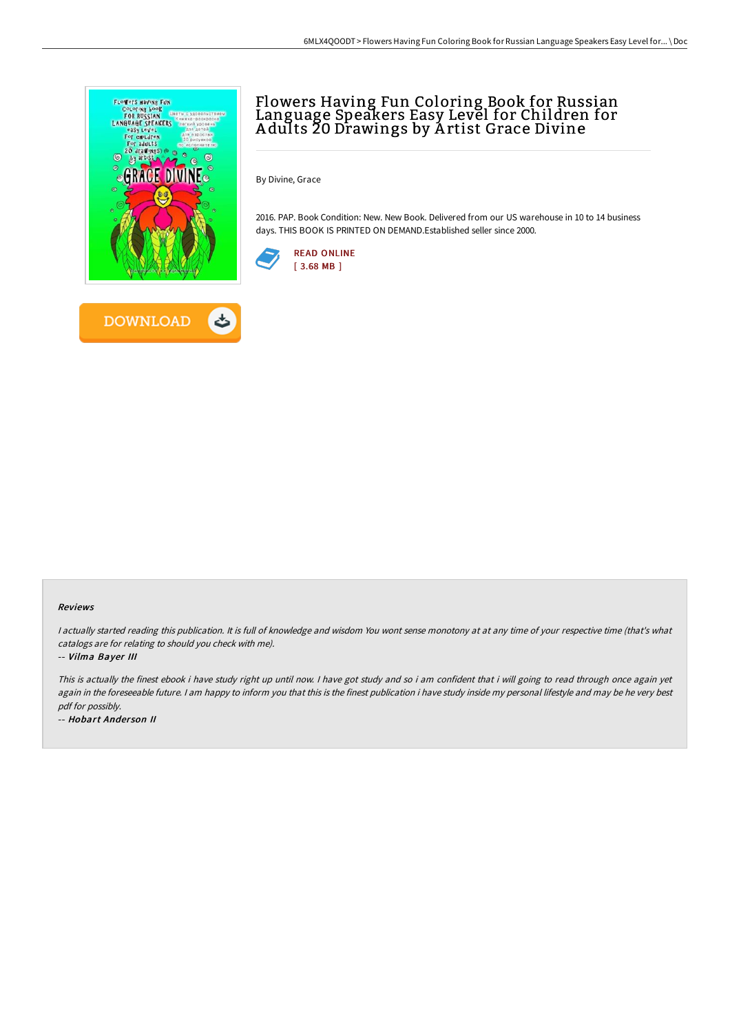# Flowers Having Fun Coloring Book for Russian Language Speakers Easy Level for Children for Adults 20 Drawings by Artist Grace Divine

By Divine, Grace

2016. PAP. Book Condition: New. New Book. Delivered from our US warehouse in 10 to 14 business days. THIS BOOK IS PRINTED ON DEMAND.Established seller since 2000.

READ ONLINE
[ 3.68 MB ]

DOWNLOAD

### Reviews

*I actually started reading this publication. It is full of knowledge and wisdom You wont sense monotony at at any time of your respective time (that's what catalogs are for relating to should you check with me).*

*-- Vilma Bayer III*

*This is actually the finest ebook i have study right up until now. I have got study and so i am confident that i will going to read through once again yet again in the foreseeable future. I am happy to inform you that this is the finest publication i have study inside my personal lifestyle and may be he very best pdf for possibly.*

*-- Hobart Anderson II*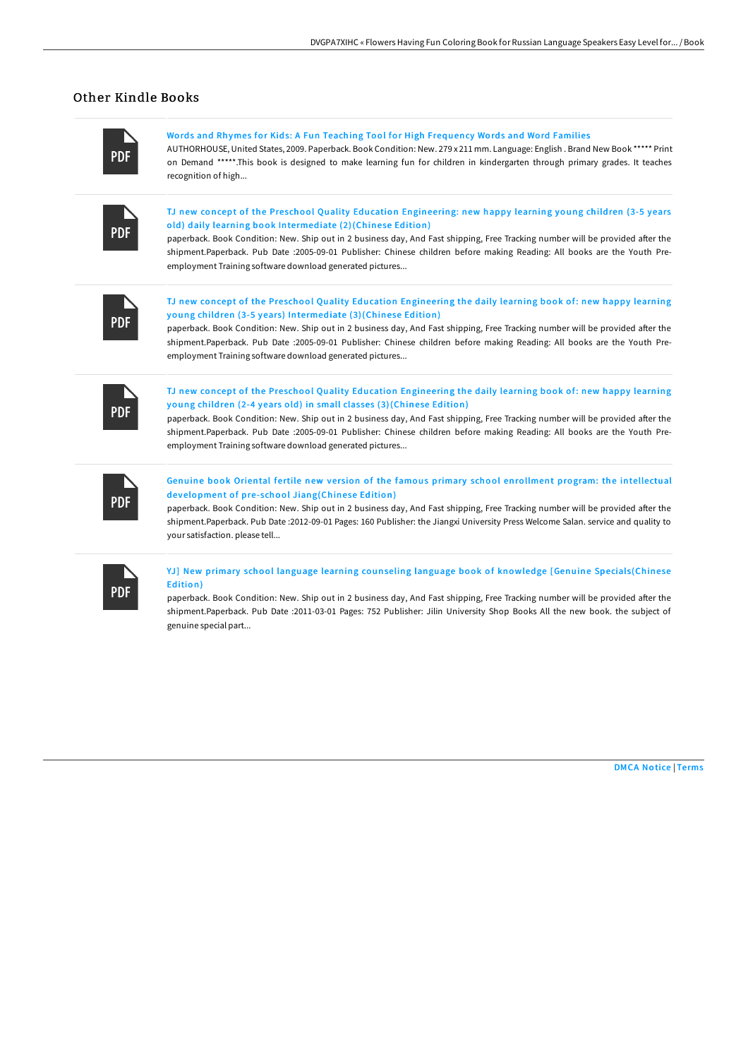## Other Kindle Books

**Words and Rhymes for Kids: A Fun Teaching Tool for High Frequency Words and Word Families**

AUTHORHOUSE, United States, 2009. Paperback. Book Condition: New. 279 x 211 mm. Language: English . Brand New Book ***** Print on Demand *****.This book is designed to make learning fun for children in kindergarten through primary grades. It teaches recognition of high...

**TJ new concept of the Preschool Quality Education Engineering: new happy learning young children (3-5 years old) daily learning book Intermediate (2)(Chinese Edition)**

paperback. Book Condition: New. Ship out in 2 business day, And Fast shipping, Free Tracking number will be provided after the shipment.Paperback. Pub Date :2005-09-01 Publisher: Chinese children before making Reading: All books are the Youth Pre-employment Training software download generated pictures...

**TJ new concept of the Preschool Quality Education Engineering the daily learning book of: new happy learning young children (3-5 years) Intermediate (3)(Chinese Edition)**

paperback. Book Condition: New. Ship out in 2 business day, And Fast shipping, Free Tracking number will be provided after the shipment.Paperback. Pub Date :2005-09-01 Publisher: Chinese children before making Reading: All books are the Youth Pre-employment Training software download generated pictures...

**TJ new concept of the Preschool Quality Education Engineering the daily learning book of: new happy learning young children (2-4 years old) in small classes (3)(Chinese Edition)**

paperback. Book Condition: New. Ship out in 2 business day, And Fast shipping, Free Tracking number will be provided after the shipment.Paperback. Pub Date :2005-09-01 Publisher: Chinese children before making Reading: All books are the Youth Pre-employment Training software download generated pictures...

**Genuine book Oriental fertile new version of the famous primary school enrollment program: the intellectual development of pre-school Jiang(Chinese Edition)**

paperback. Book Condition: New. Ship out in 2 business day, And Fast shipping, Free Tracking number will be provided after the shipment.Paperback. Pub Date :2012-09-01 Pages: 160 Publisher: the Jiangxi University Press Welcome Salan. service and quality to your satisfaction. please tell...

**YJ] New primary school language learning counseling language book of knowledge [Genuine Specials(Chinese Edition)**

paperback. Book Condition: New. Ship out in 2 business day, And Fast shipping, Free Tracking number will be provided after the shipment.Paperback. Pub Date :2011-03-01 Pages: 752 Publisher: Jilin University Shop Books All the new book. the subject of genuine special part...